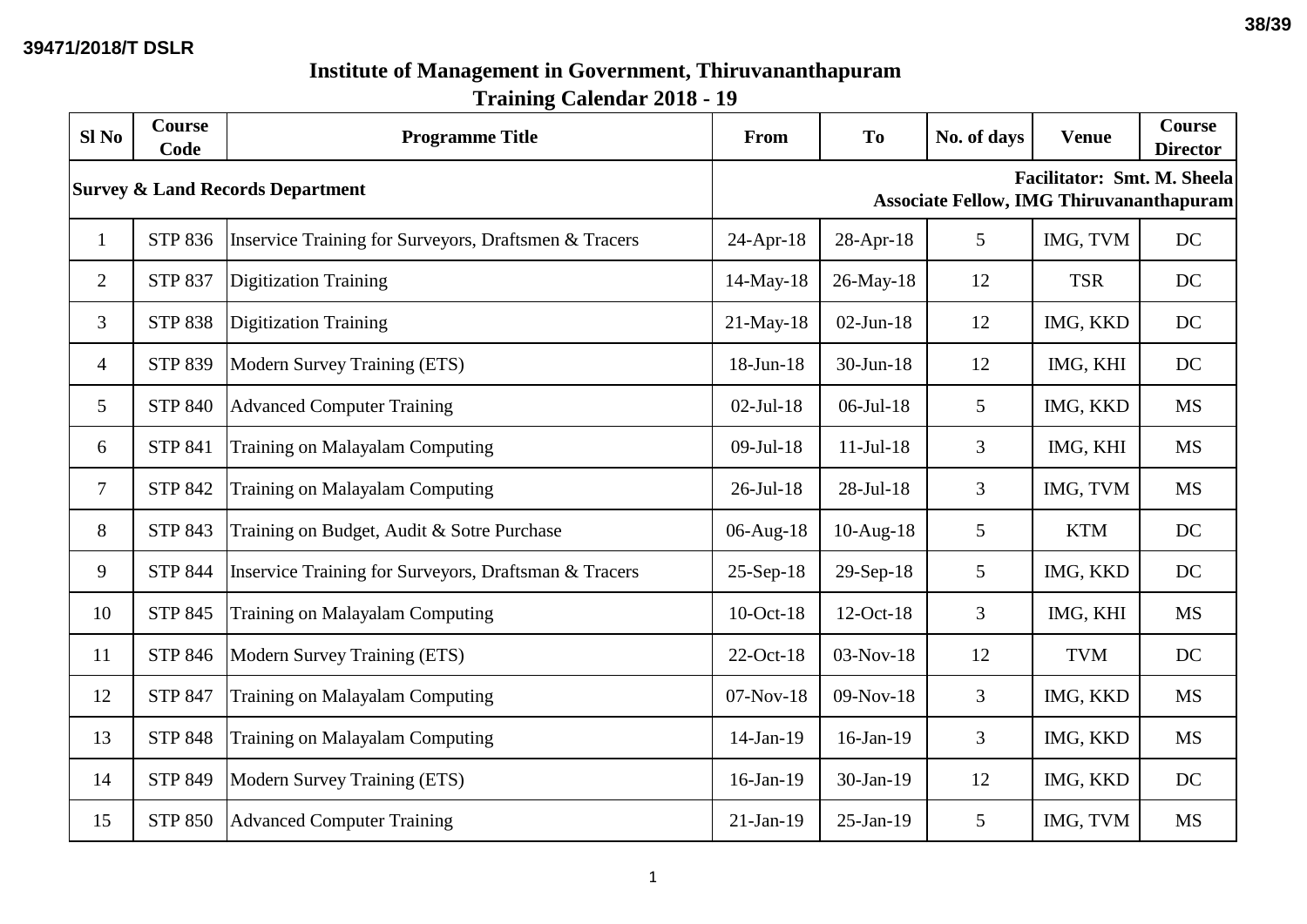# Institute of Management in Government, Thiruvananthapuram

## Training Calendar 2018 - 19

| Sl No | Course Code | Programme Title | From | To | No. of days | Venue | Course Director |
|---|---|---|---|---|---|---|---|
| **Survey & Land Records Department** | | | **Facilitator: Smt. M. Sheela Associate Fellow, IMG Thiruvananthapuram** | | | | |
| 1 | STP 836 | Inservice Training for Surveyors, Draftsmen & Tracers | 24-Apr-18 | 28-Apr-18 | 5 | IMG, TVM | DC |
| 2 | STP 837 | Digitization Training | 14-May-18 | 26-May-18 | 12 | TSR | DC |
| 3 | STP 838 | Digitization Training | 21-May-18 | 02-Jun-18 | 12 | IMG, KKD | DC |
| 4 | STP 839 | Modern Survey Training (ETS) | 18-Jun-18 | 30-Jun-18 | 12 | IMG, KHI | DC |
| 5 | STP 840 | Advanced Computer Training | 02-Jul-18 | 06-Jul-18 | 5 | IMG, KKD | MS |
| 6 | STP 841 | Training on Malayalam Computing | 09-Jul-18 | 11-Jul-18 | 3 | IMG, KHI | MS |
| 7 | STP 842 | Training on Malayalam Computing | 26-Jul-18 | 28-Jul-18 | 3 | IMG, TVM | MS |
| 8 | STP 843 | Training on Budget, Audit & Sotre Purchase | 06-Aug-18 | 10-Aug-18 | 5 | KTM | DC |
| 9 | STP 844 | Inservice Training for Surveyors, Draftsman & Tracers | 25-Sep-18 | 29-Sep-18 | 5 | IMG, KKD | DC |
| 10 | STP 845 | Training on Malayalam Computing | 10-Oct-18 | 12-Oct-18 | 3 | IMG, KHI | MS |
| 11 | STP 846 | Modern Survey Training (ETS) | 22-Oct-18 | 03-Nov-18 | 12 | TVM | DC |
| 12 | STP 847 | Training on Malayalam Computing | 07-Nov-18 | 09-Nov-18 | 3 | IMG, KKD | MS |
| 13 | STP 848 | Training on Malayalam Computing | 14-Jan-19 | 16-Jan-19 | 3 | IMG, KKD | MS |
| 14 | STP 849 | Modern Survey Training (ETS) | 16-Jan-19 | 30-Jan-19 | 12 | IMG, KKD | DC |
| 15 | STP 850 | Advanced Computer Training | 21-Jan-19 | 25-Jan-19 | 5 | IMG, TVM | MS |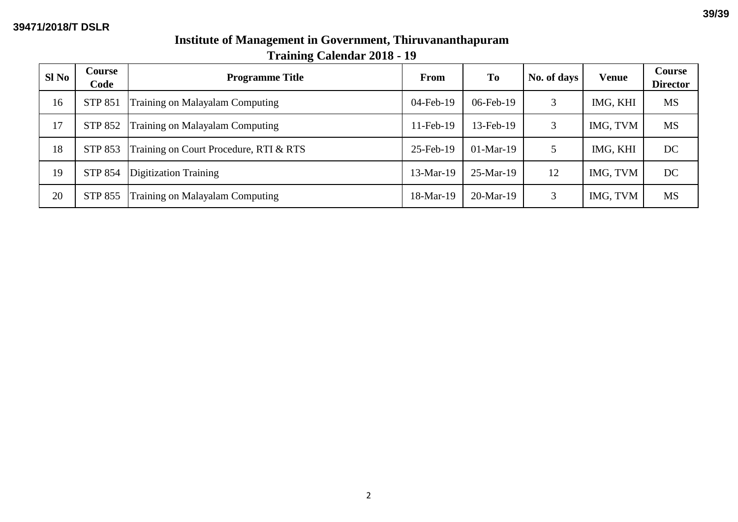# Institute of Management in Government, Thiruvananthapuram

## Training Calendar 2018 - 19

| Sl No | Course Code | Programme Title | From | To | No. of days | Venue | Course Director |
|---|---|---|---|---|---|---|---|
| 16 | STP 851 | Training on Malayalam Computing | 04-Feb-19 | 06-Feb-19 | 3 | IMG, KHI | MS |
| 17 | STP 852 | Training on Malayalam Computing | 11-Feb-19 | 13-Feb-19 | 3 | IMG, TVM | MS |
| 18 | STP 853 | Training on Court Procedure, RTI & RTS | 25-Feb-19 | 01-Mar-19 | 5 | IMG, KHI | DC |
| 19 | STP 854 | Digitization Training | 13-Mar-19 | 25-Mar-19 | 12 | IMG, TVM | DC |
| 20 | STP 855 | Training on Malayalam Computing | 18-Mar-19 | 20-Mar-19 | 3 | IMG, TVM | MS |